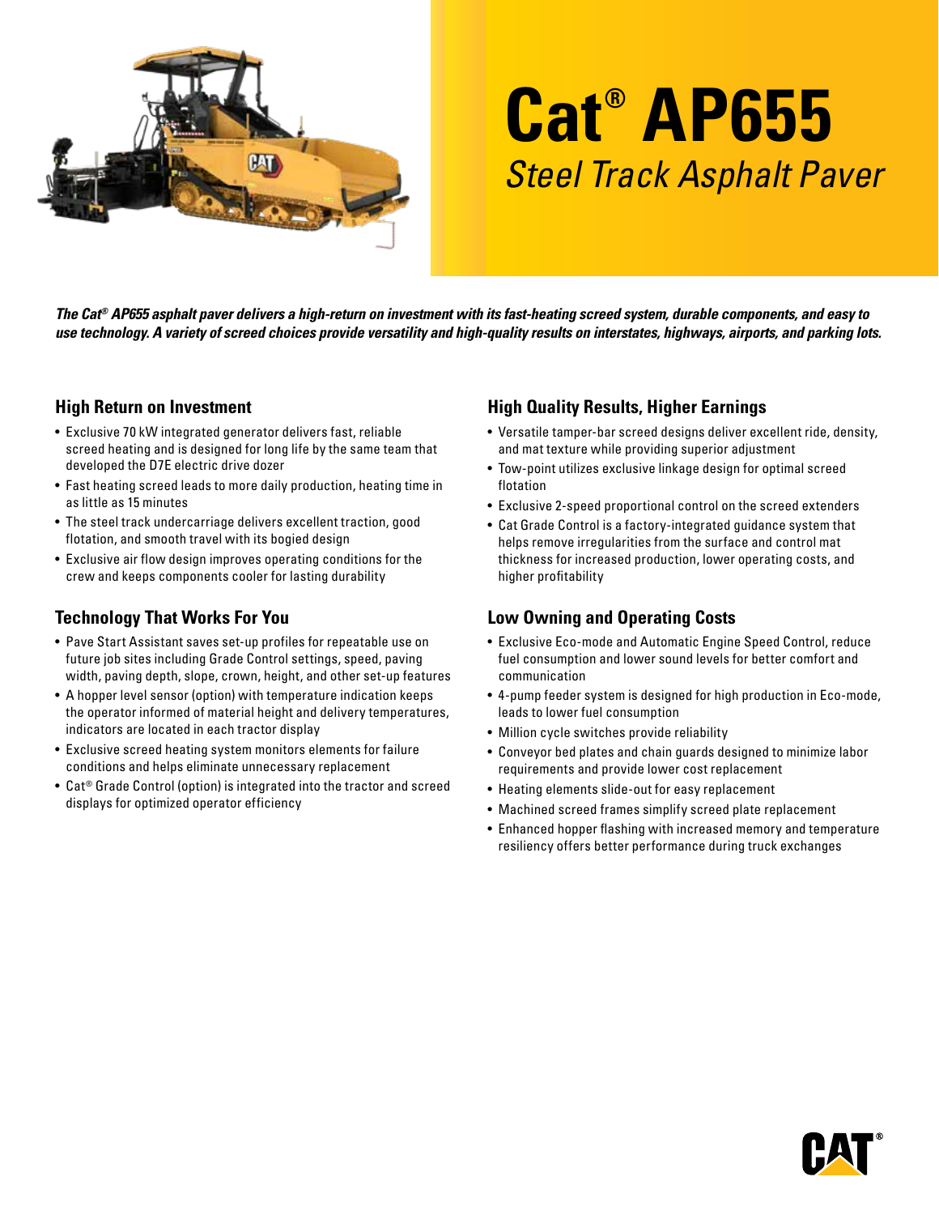# Cat® AP655

*Steel Track Asphalt Paver*

***The Cat® AP655 asphalt paver delivers a high-return on investment with its fast-heating screed system, durable components, and easy to use technology. A variety of screed choices provide versatility and high-quality results on interstates, highways, airports, and parking lots.***

## High Return on Investment

- Exclusive 70 kW integrated generator delivers fast, reliable screed heating and is designed for long life by the same team that developed the D7E electric drive dozer
- Fast heating screed leads to more daily production, heating time in as little as 15 minutes
- The steel track undercarriage delivers excellent traction, good flotation, and smooth travel with its bogied design
- Exclusive air flow design improves operating conditions for the crew and keeps components cooler for lasting durability

## Technology That Works For You

- Pave Start Assistant saves set-up profiles for repeatable use on future job sites including Grade Control settings, speed, paving width, paving depth, slope, crown, height, and other set-up features
- A hopper level sensor (option) with temperature indication keeps the operator informed of material height and delivery temperatures, indicators are located in each tractor display
- Exclusive screed heating system monitors elements for failure conditions and helps eliminate unnecessary replacement
- Cat® Grade Control (option) is integrated into the tractor and screed displays for optimized operator efficiency

## High Quality Results, Higher Earnings

- Versatile tamper-bar screed designs deliver excellent ride, density, and mat texture while providing superior adjustment
- Tow-point utilizes exclusive linkage design for optimal screed flotation
- Exclusive 2-speed proportional control on the screed extenders
- Cat Grade Control is a factory-integrated guidance system that helps remove irregularities from the surface and control mat thickness for increased production, lower operating costs, and higher profitability

## Low Owning and Operating Costs

- Exclusive Eco-mode and Automatic Engine Speed Control, reduce fuel consumption and lower sound levels for better comfort and communication
- 4-pump feeder system is designed for high production in Eco-mode, leads to lower fuel consumption
- Million cycle switches provide reliability
- Conveyor bed plates and chain guards designed to minimize labor requirements and provide lower cost replacement
- Heating elements slide-out for easy replacement
- Machined screed frames simplify screed plate replacement
- Enhanced hopper flashing with increased memory and temperature resiliency offers better performance during truck exchanges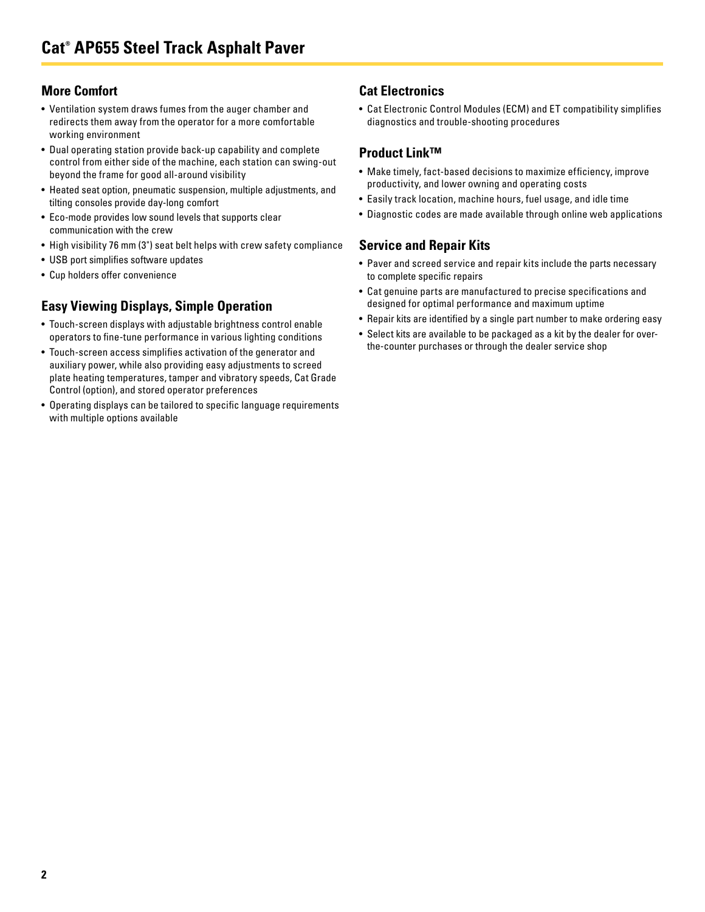# Cat® AP655 Steel Track Asphalt Paver

## More Comfort

- Ventilation system draws fumes from the auger chamber and redirects them away from the operator for a more comfortable working environment
- Dual operating station provide back-up capability and complete control from either side of the machine, each station can swing-out beyond the frame for good all-around visibility
- Heated seat option, pneumatic suspension, multiple adjustments, and tilting consoles provide day-long comfort
- Eco-mode provides low sound levels that supports clear communication with the crew
- High visibility 76 mm (3") seat belt helps with crew safety compliance
- USB port simplifies software updates
- Cup holders offer convenience

## Easy Viewing Displays, Simple Operation

- Touch-screen displays with adjustable brightness control enable operators to fine-tune performance in various lighting conditions
- Touch-screen access simplifies activation of the generator and auxiliary power, while also providing easy adjustments to screed plate heating temperatures, tamper and vibratory speeds, Cat Grade Control (option), and stored operator preferences
- Operating displays can be tailored to specific language requirements with multiple options available

## Cat Electronics

- Cat Electronic Control Modules (ECM) and ET compatibility simplifies diagnostics and trouble-shooting procedures

## Product Link™

- Make timely, fact-based decisions to maximize efficiency, improve productivity, and lower owning and operating costs
- Easily track location, machine hours, fuel usage, and idle time
- Diagnostic codes are made available through online web applications

## Service and Repair Kits

- Paver and screed service and repair kits include the parts necessary to complete specific repairs
- Cat genuine parts are manufactured to precise specifications and designed for optimal performance and maximum uptime
- Repair kits are identified by a single part number to make ordering easy
- Select kits are available to be packaged as a kit by the dealer for over-the-counter purchases or through the dealer service shop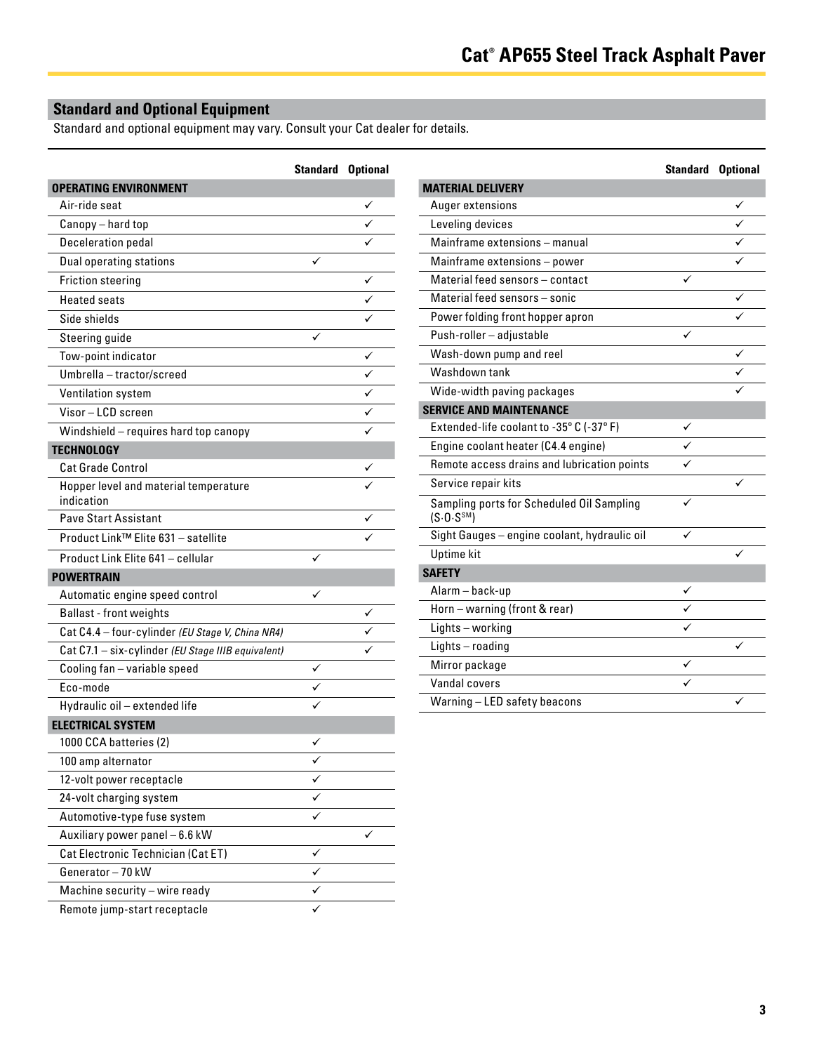## Standard and Optional Equipment

Standard and optional equipment may vary. Consult your Cat dealer for details.

| | Standard | Optional |
|---|---|---|
| **OPERATING ENVIRONMENT** | | |
| Air-ride seat | | ✓ |
| Canopy – hard top | | ✓ |
| Deceleration pedal | | ✓ |
| Dual operating stations | ✓ | |
| Friction steering | | ✓ |
| Heated seats | | ✓ |
| Side shields | | ✓ |
| Steering guide | ✓ | |
| Tow-point indicator | | ✓ |
| Umbrella – tractor/screed | | ✓ |
| Ventilation system | | ✓ |
| Visor – LCD screen | | ✓ |
| Windshield – requires hard top canopy | | ✓ |
| **TECHNOLOGY** | | |
| Cat Grade Control | | ✓ |
| Hopper level and material temperature indication | | ✓ |
| Pave Start Assistant | | ✓ |
| Product Link™ Elite 631 – satellite | | ✓ |
| Product Link Elite 641 – cellular | ✓ | |
| **POWERTRAIN** | | |
| Automatic engine speed control | ✓ | |
| Ballast - front weights | | ✓ |
| Cat C4.4 – four-cylinder *(EU Stage V, China NR4)* | | ✓ |
| Cat C7.1 – six-cylinder *(EU Stage IIIB equivalent)* | | ✓ |
| Cooling fan – variable speed | ✓ | |
| Eco-mode | ✓ | |
| Hydraulic oil – extended life | ✓ | |
| **ELECTRICAL SYSTEM** | | |
| 1000 CCA batteries (2) | ✓ | |
| 100 amp alternator | ✓ | |
| 12-volt power receptacle | ✓ | |
| 24-volt charging system | ✓ | |
| Automotive-type fuse system | ✓ | |
| Auxiliary power panel – 6.6 kW | | ✓ |
| Cat Electronic Technician (Cat ET) | ✓ | |
| Generator – 70 kW | ✓ | |
| Machine security – wire ready | ✓ | |
| Remote jump-start receptacle | ✓ | |

| | Standard | Optional |
|---|---|---|
| **MATERIAL DELIVERY** | | |
| Auger extensions | | ✓ |
| Leveling devices | | ✓ |
| Mainframe extensions – manual | | ✓ |
| Mainframe extensions – power | | ✓ |
| Material feed sensors – contact | ✓ | |
| Material feed sensors – sonic | | ✓ |
| Power folding front hopper apron | | ✓ |
| Push-roller – adjustable | ✓ | |
| Wash-down pump and reel | | ✓ |
| Washdown tank | | ✓ |
| Wide-width paving packages | | ✓ |
| **SERVICE AND MAINTENANCE** | | |
| Extended-life coolant to -35° C (-37° F) | ✓ | |
| Engine coolant heater (C4.4 engine) | ✓ | |
| Remote access drains and lubrication points | ✓ | |
| Service repair kits | | ✓ |
| Sampling ports for Scheduled Oil Sampling (S·O·S SM) | ✓ | |
| Sight Gauges – engine coolant, hydraulic oil | ✓ | |
| Uptime kit | | ✓ |
| **SAFETY** | | |
| Alarm – back-up | ✓ | |
| Horn – warning (front & rear) | ✓ | |
| Lights – working | ✓ | |
| Lights – roading | | ✓ |
| Mirror package | ✓ | |
| Vandal covers | ✓ | |
| Warning – LED safety beacons | | ✓ |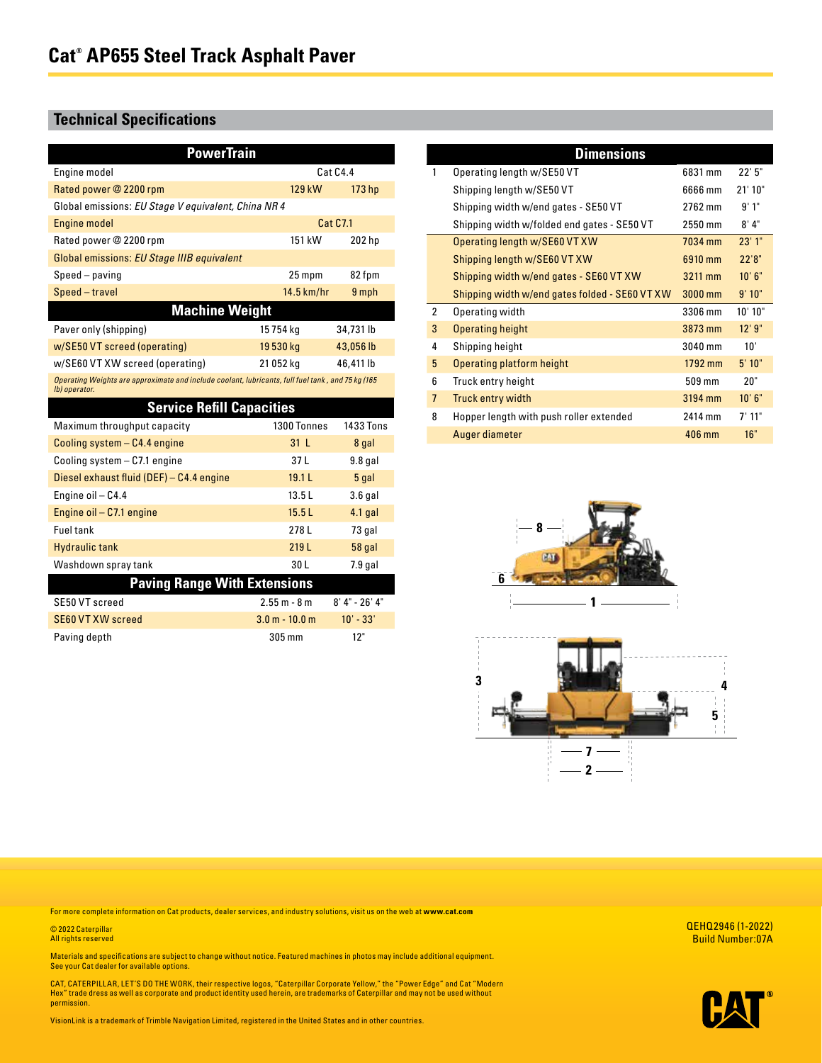# Cat® AP655 Steel Track Asphalt Paver

## Technical Specifications

| PowerTrain | | |
|---|---|---|
| Engine model | Cat C4.4 | |
| Rated power @ 2200 rpm | 129 kW | 173 hp |
| Global emissions: *EU Stage V equivalent, China NR 4* | | |
| Engine model | Cat C7.1 | |
| Rated power @ 2200 rpm | 151 kW | 202 hp |
| Global emissions: *EU Stage IIIB equivalent* | | |
| Speed – paving | 25 mpm | 82 fpm |
| Speed – travel | 14.5 km/hr | 9 mph |

| Machine Weight | | |
|---|---|---|
| Paver only (shipping) | 15 754 kg | 34,731 lb |
| w/SE50 VT screed (operating) | 19 530 kg | 43,056 lb |
| w/SE60 VT XW screed (operating) | 21 052 kg | 46,411 lb |

*Operating Weights are approximate and include coolant, lubricants, full fuel tank , and 75 kg (165 lb) operator.*

| Service Refill Capacities | | |
|---|---|---|
| Maximum throughput capacity | 1300 Tonnes | 1433 Tons |
| Cooling system – C4.4 engine | 31 L | 8 gal |
| Cooling system – C7.1 engine | 37 L | 9.8 gal |
| Diesel exhaust fluid (DEF) – C4.4 engine | 19.1 L | 5 gal |
| Engine oil – C4.4 | 13.5 L | 3.6 gal |
| Engine oil – C7.1 engine | 15.5 L | 4.1 gal |
| Fuel tank | 278 L | 73 gal |
| Hydraulic tank | 219 L | 58 gal |
| Washdown spray tank | 30 L | 7.9 gal |

| Paving Range With Extensions | | |
|---|---|---|
| SE50 VT screed | 2.55 m - 8 m | 8' 4" - 26' 4" |
| SE60 VT XW screed | 3.0 m - 10.0 m | 10' - 33' |
| Paving depth | 305 mm | 12" |

| | Dimensions | | |
|---|---|---|---|
| 1 | Operating length w/SE50 VT | 6831 mm | 22' 5" |
| | Shipping length w/SE50 VT | 6666 mm | 21' 10" |
| | Shipping width w/end gates - SE50 VT | 2762 mm | 9' 1" |
| | Shipping width w/folded end gates - SE50 VT | 2550 mm | 8' 4" |
| | Operating length w/SE60 VT XW | 7034 mm | 23' 1" |
| | Shipping length w/SE60 VT XW | 6910 mm | 22'8" |
| | Shipping width w/end gates - SE60 VT XW | 3211 mm | 10' 6" |
| | Shipping width w/end gates folded - SE60 VT XW | 3000 mm | 9' 10" |
| 2 | Operating width | 3306 mm | 10' 10" |
| 3 | Operating height | 3873 mm | 12' 9" |
| 4 | Shipping height | 3040 mm | 10' |
| 5 | Operating platform height | 1792 mm | 5' 10" |
| 6 | Truck entry height | 509 mm | 20" |
| 7 | Truck entry width | 3194 mm | 10' 6" |
| 8 | Hopper length with push roller extended | 2414 mm | 7' 11" |
| | Auger diameter | 406 mm | 16" |

8
6
1
3
4
5
7
2

For more complete information on Cat products, dealer services, and industry solutions, visit us on the web at **www.cat.com**

© 2022 Caterpillar
All rights reserved

Materials and specifications are subject to change without notice. Featured machines in photos may include additional equipment. See your Cat dealer for available options.

CAT, CATERPILLAR, LET'S DO THE WORK, their respective logos, "Caterpillar Corporate Yellow," the "Power Edge" and Cat "Modern Hex" trade dress as well as corporate and product identity used herein, are trademarks of Caterpillar and may not be used without permission.

VisionLink is a trademark of Trimble Navigation Limited, registered in the United States and in other countries.

QEHQ2946 (1-2022)
Build Number:07A